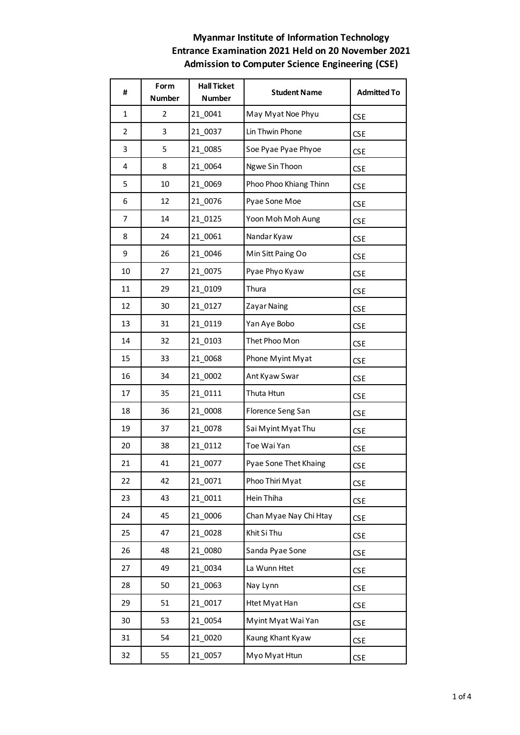**Myanmar Institute of Information Technology**
**Entrance Examination 2021 Held on 20 November 2021**
**Admission to Computer Science Engineering (CSE)**

| # | Form Number | Hall Ticket Number | Student Name | Admitted To |
|---|---|---|---|---|
| 1 | 2 | 21_0041 | May Myat Noe Phyu | CSE |
| 2 | 3 | 21_0037 | Lin Thwin Phone | CSE |
| 3 | 5 | 21_0085 | Soe Pyae Pyae Phyoe | CSE |
| 4 | 8 | 21_0064 | Ngwe Sin Thoon | CSE |
| 5 | 10 | 21_0069 | Phoo Phoo Khiang Thinn | CSE |
| 6 | 12 | 21_0076 | Pyae Sone Moe | CSE |
| 7 | 14 | 21_0125 | Yoon Moh Moh Aung | CSE |
| 8 | 24 | 21_0061 | Nandar Kyaw | CSE |
| 9 | 26 | 21_0046 | Min Sitt Paing Oo | CSE |
| 10 | 27 | 21_0075 | Pyae Phyo Kyaw | CSE |
| 11 | 29 | 21_0109 | Thura | CSE |
| 12 | 30 | 21_0127 | Zayar Naing | CSE |
| 13 | 31 | 21_0119 | Yan Aye Bobo | CSE |
| 14 | 32 | 21_0103 | Thet Phoo Mon | CSE |
| 15 | 33 | 21_0068 | Phone Myint Myat | CSE |
| 16 | 34 | 21_0002 | Ant Kyaw Swar | CSE |
| 17 | 35 | 21_0111 | Thuta Htun | CSE |
| 18 | 36 | 21_0008 | Florence Seng San | CSE |
| 19 | 37 | 21_0078 | Sai Myint Myat Thu | CSE |
| 20 | 38 | 21_0112 | Toe Wai Yan | CSE |
| 21 | 41 | 21_0077 | Pyae Sone Thet Khaing | CSE |
| 22 | 42 | 21_0071 | Phoo Thiri Myat | CSE |
| 23 | 43 | 21_0011 | Hein Thiha | CSE |
| 24 | 45 | 21_0006 | Chan Myae Nay Chi Htay | CSE |
| 25 | 47 | 21_0028 | Khit Si Thu | CSE |
| 26 | 48 | 21_0080 | Sanda Pyae Sone | CSE |
| 27 | 49 | 21_0034 | La Wunn Htet | CSE |
| 28 | 50 | 21_0063 | Nay Lynn | CSE |
| 29 | 51 | 21_0017 | Htet Myat Han | CSE |
| 30 | 53 | 21_0054 | Myint Myat Wai Yan | CSE |
| 31 | 54 | 21_0020 | Kaung Khant Kyaw | CSE |
| 32 | 55 | 21_0057 | Myo Myat Htun | CSE |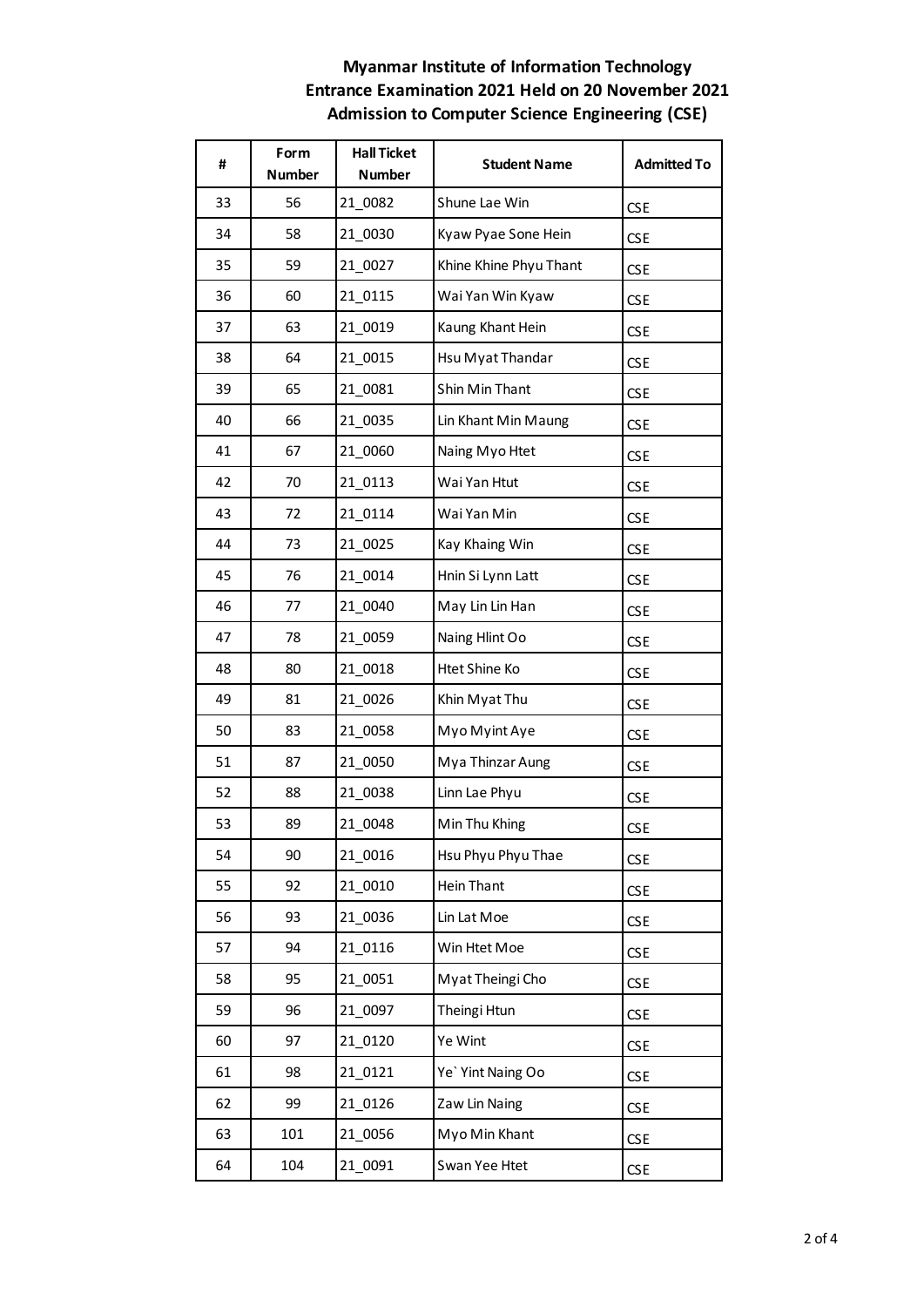**Myanmar Institute of Information Technology**
**Entrance Examination 2021 Held on 20 November 2021**
**Admission to Computer Science Engineering (CSE)**

| # | Form Number | Hall Ticket Number | Student Name | Admitted To |
|---|---|---|---|---|
| 33 | 56 | 21_0082 | Shune Lae Win | CSE |
| 34 | 58 | 21_0030 | Kyaw Pyae Sone Hein | CSE |
| 35 | 59 | 21_0027 | Khine Khine Phyu Thant | CSE |
| 36 | 60 | 21_0115 | Wai Yan Win Kyaw | CSE |
| 37 | 63 | 21_0019 | Kaung Khant Hein | CSE |
| 38 | 64 | 21_0015 | Hsu Myat Thandar | CSE |
| 39 | 65 | 21_0081 | Shin Min Thant | CSE |
| 40 | 66 | 21_0035 | Lin Khant Min Maung | CSE |
| 41 | 67 | 21_0060 | Naing Myo Htet | CSE |
| 42 | 70 | 21_0113 | Wai Yan Htut | CSE |
| 43 | 72 | 21_0114 | Wai Yan Min | CSE |
| 44 | 73 | 21_0025 | Kay Khaing Win | CSE |
| 45 | 76 | 21_0014 | Hnin Si Lynn Latt | CSE |
| 46 | 77 | 21_0040 | May Lin Lin Han | CSE |
| 47 | 78 | 21_0059 | Naing Hlint Oo | CSE |
| 48 | 80 | 21_0018 | Htet Shine Ko | CSE |
| 49 | 81 | 21_0026 | Khin Myat Thu | CSE |
| 50 | 83 | 21_0058 | Myo Myint Aye | CSE |
| 51 | 87 | 21_0050 | Mya Thinzar Aung | CSE |
| 52 | 88 | 21_0038 | Linn Lae Phyu | CSE |
| 53 | 89 | 21_0048 | Min Thu Khing | CSE |
| 54 | 90 | 21_0016 | Hsu Phyu Phyu Thae | CSE |
| 55 | 92 | 21_0010 | Hein Thant | CSE |
| 56 | 93 | 21_0036 | Lin Lat Moe | CSE |
| 57 | 94 | 21_0116 | Win Htet Moe | CSE |
| 58 | 95 | 21_0051 | Myat Theingi Cho | CSE |
| 59 | 96 | 21_0097 | Theingi Htun | CSE |
| 60 | 97 | 21_0120 | Ye Wint | CSE |
| 61 | 98 | 21_0121 | Ye` Yint Naing Oo | CSE |
| 62 | 99 | 21_0126 | Zaw Lin Naing | CSE |
| 63 | 101 | 21_0056 | Myo Min Khant | CSE |
| 64 | 104 | 21_0091 | Swan Yee Htet | CSE |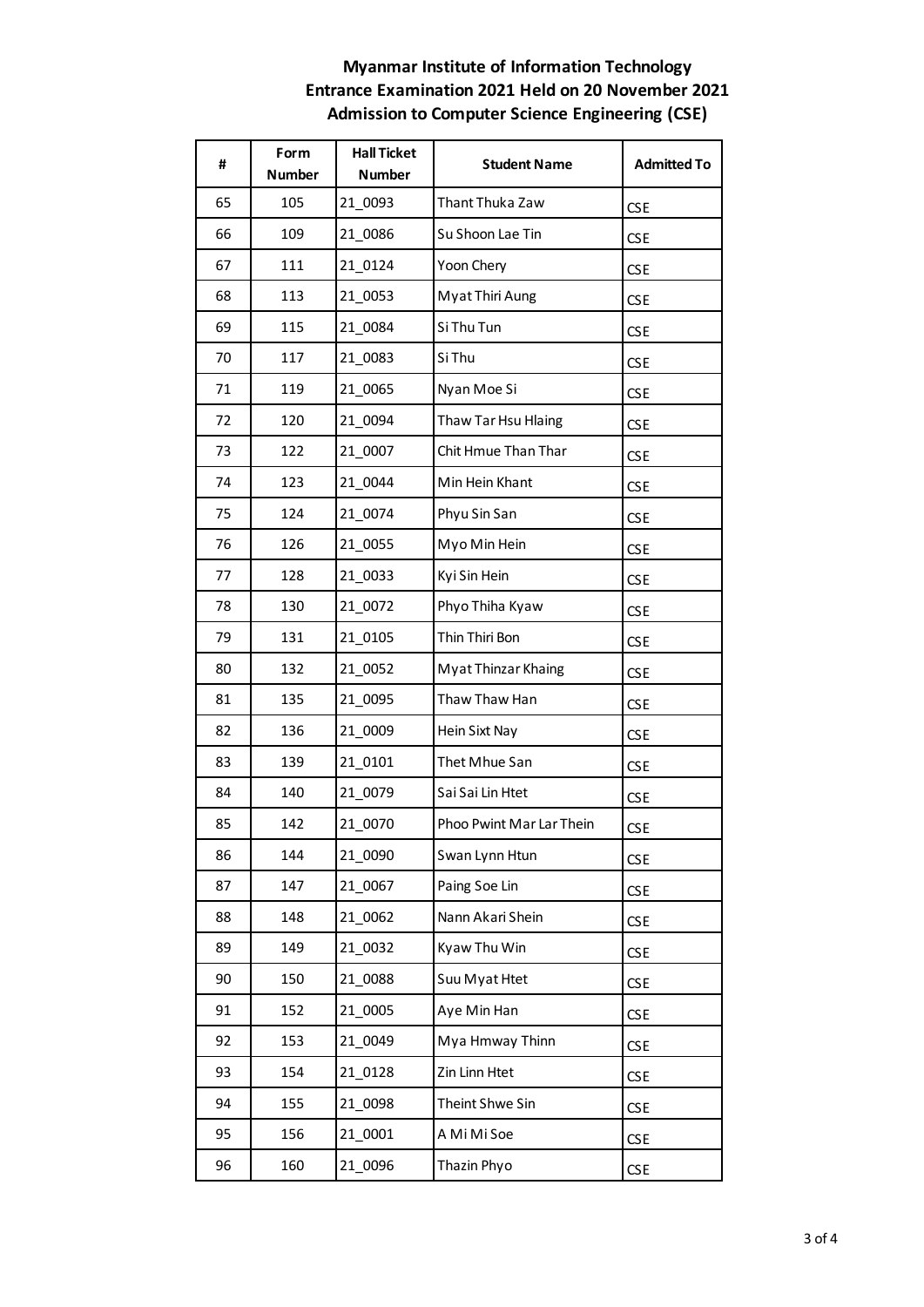# Myanmar Institute of Information Technology
## Entrance Examination 2021 Held on 20 November 2021
## Admission to Computer Science Engineering (CSE)

| # | Form Number | Hall Ticket Number | Student Name | Admitted To |
|---|---|---|---|---|
| 65 | 105 | 21_0093 | Thant Thuka Zaw | CSE |
| 66 | 109 | 21_0086 | Su Shoon Lae Tin | CSE |
| 67 | 111 | 21_0124 | Yoon Chery | CSE |
| 68 | 113 | 21_0053 | Myat Thiri Aung | CSE |
| 69 | 115 | 21_0084 | Si Thu Tun | CSE |
| 70 | 117 | 21_0083 | Si Thu | CSE |
| 71 | 119 | 21_0065 | Nyan Moe Si | CSE |
| 72 | 120 | 21_0094 | Thaw Tar Hsu Hlaing | CSE |
| 73 | 122 | 21_0007 | Chit Hmue Than Thar | CSE |
| 74 | 123 | 21_0044 | Min Hein Khant | CSE |
| 75 | 124 | 21_0074 | Phyu Sin San | CSE |
| 76 | 126 | 21_0055 | Myo Min Hein | CSE |
| 77 | 128 | 21_0033 | Kyi Sin Hein | CSE |
| 78 | 130 | 21_0072 | Phyo Thiha Kyaw | CSE |
| 79 | 131 | 21_0105 | Thin Thiri Bon | CSE |
| 80 | 132 | 21_0052 | Myat Thinzar Khaing | CSE |
| 81 | 135 | 21_0095 | Thaw Thaw Han | CSE |
| 82 | 136 | 21_0009 | Hein Sixt Nay | CSE |
| 83 | 139 | 21_0101 | Thet Mhue San | CSE |
| 84 | 140 | 21_0079 | Sai Sai Lin Htet | CSE |
| 85 | 142 | 21_0070 | Phoo Pwint Mar Lar Thein | CSE |
| 86 | 144 | 21_0090 | Swan Lynn Htun | CSE |
| 87 | 147 | 21_0067 | Paing Soe Lin | CSE |
| 88 | 148 | 21_0062 | Nann Akari Shein | CSE |
| 89 | 149 | 21_0032 | Kyaw Thu Win | CSE |
| 90 | 150 | 21_0088 | Suu Myat Htet | CSE |
| 91 | 152 | 21_0005 | Aye Min Han | CSE |
| 92 | 153 | 21_0049 | Mya Hmway Thinn | CSE |
| 93 | 154 | 21_0128 | Zin Linn Htet | CSE |
| 94 | 155 | 21_0098 | Theint Shwe Sin | CSE |
| 95 | 156 | 21_0001 | A Mi Mi Soe | CSE |
| 96 | 160 | 21_0096 | Thazin Phyo | CSE |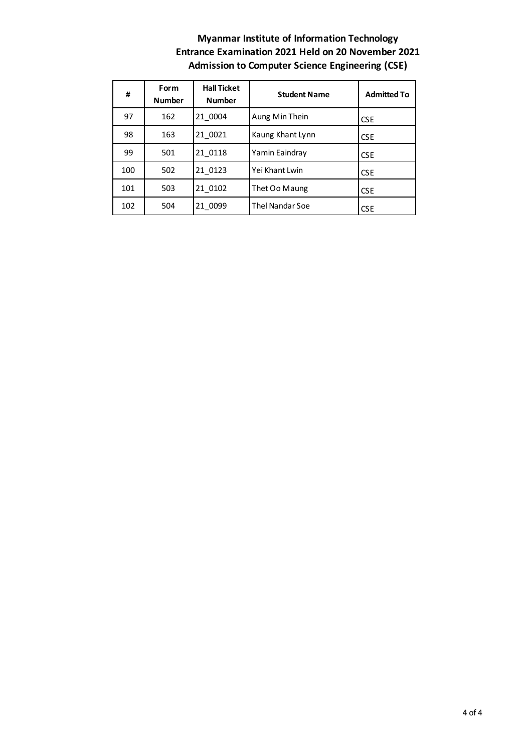**Myanmar Institute of Information Technology**
**Entrance Examination 2021 Held on 20 November 2021**
**Admission to Computer Science Engineering (CSE)**

| # | Form Number | Hall Ticket Number | Student Name | Admitted To |
|---|---|---|---|---|
| 97 | 162 | 21_0004 | Aung Min Thein | CSE |
| 98 | 163 | 21_0021 | Kaung Khant Lynn | CSE |
| 99 | 501 | 21_0118 | Yamin Eaindray | CSE |
| 100 | 502 | 21_0123 | Yei Khant Lwin | CSE |
| 101 | 503 | 21_0102 | Thet Oo Maung | CSE |
| 102 | 504 | 21_0099 | Thel Nandar Soe | CSE |